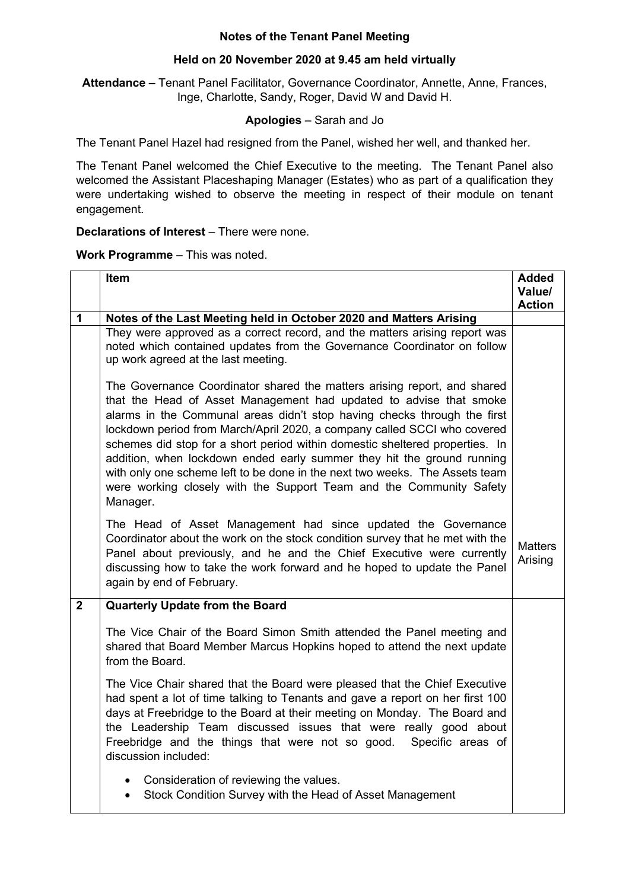**Notes of the Tenant Panel Meeting**

**Held on 20 November 2020 at 9.45 am held virtually**

**Attendance –** Tenant Panel Facilitator, Governance Coordinator, Annette, Anne, Frances, Inge, Charlotte, Sandy, Roger, David W and David H.

**Apologies** – Sarah and Jo

The Tenant Panel Hazel had resigned from the Panel, wished her well, and thanked her.

The Tenant Panel welcomed the Chief Executive to the meeting. The Tenant Panel also welcomed the Assistant Placeshaping Manager (Estates) who as part of a qualification they were undertaking wished to observe the meeting in respect of their module on tenant engagement.

**Declarations of Interest** – There were none.

**Work Programme** – This was noted.

| | **Item** | **Added Value/ Action** |
|---|---|---|
| **1** | **Notes of the Last Meeting held in October 2020 and Matters Arising** | |
| | They were approved as a correct record, and the matters arising report was noted which contained updates from the Governance Coordinator on follow up work agreed at the last meeting.<br><br>The Governance Coordinator shared the matters arising report, and shared that the Head of Asset Management had updated to advise that smoke alarms in the Communal areas didn't stop having checks through the first lockdown period from March/April 2020, a company called SCCI who covered schemes did stop for a short period within domestic sheltered properties. In addition, when lockdown ended early summer they hit the ground running with only one scheme left to be done in the next two weeks. The Assets team were working closely with the Support Team and the Community Safety Manager.<br><br>The Head of Asset Management had since updated the Governance Coordinator about the work on the stock condition survey that he met with the Panel about previously, and he and the Chief Executive were currently discussing how to take the work forward and he hoped to update the Panel again by end of February. | Matters Arising |
| **2** | **Quarterly Update from the Board**<br><br>The Vice Chair of the Board Simon Smith attended the Panel meeting and shared that Board Member Marcus Hopkins hoped to attend the next update from the Board.<br><br>The Vice Chair shared that the Board were pleased that the Chief Executive had spent a lot of time talking to Tenants and gave a report on her first 100 days at Freebridge to the Board at their meeting on Monday. The Board and the Leadership Team discussed issues that were really good about Freebridge and the things that were not so good. Specific areas of discussion included:<br><br>• Consideration of reviewing the values.<br>• Stock Condition Survey with the Head of Asset Management | |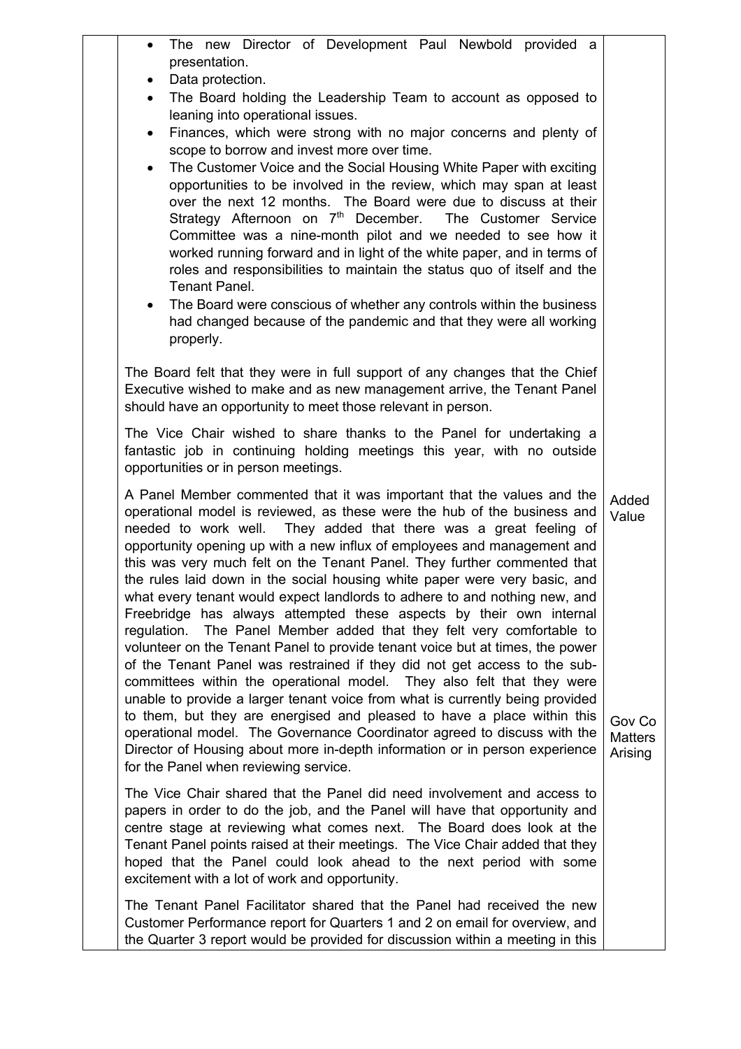- The new Director of Development Paul Newbold provided a presentation.
- Data protection.
- The Board holding the Leadership Team to account as opposed to leaning into operational issues.
- Finances, which were strong with no major concerns and plenty of scope to borrow and invest more over time.
- The Customer Voice and the Social Housing White Paper with exciting opportunities to be involved in the review, which may span at least over the next 12 months. The Board were due to discuss at their Strategy Afternoon on 7th December. The Customer Service Committee was a nine-month pilot and we needed to see how it worked running forward and in light of the white paper, and in terms of roles and responsibilities to maintain the status quo of itself and the Tenant Panel.
- The Board were conscious of whether any controls within the business had changed because of the pandemic and that they were all working properly.

The Board felt that they were in full support of any changes that the Chief Executive wished to make and as new management arrive, the Tenant Panel should have an opportunity to meet those relevant in person.

The Vice Chair wished to share thanks to the Panel for undertaking a fantastic job in continuing holding meetings this year, with no outside opportunities or in person meetings.

A Panel Member commented that it was important that the values and the operational model is reviewed, as these were the hub of the business and needed to work well. They added that there was a great feeling of opportunity opening up with a new influx of employees and management and this was very much felt on the Tenant Panel. They further commented that the rules laid down in the social housing white paper were very basic, and what every tenant would expect landlords to adhere to and nothing new, and Freebridge has always attempted these aspects by their own internal regulation. The Panel Member added that they felt very comfortable to volunteer on the Tenant Panel to provide tenant voice but at times, the power of the Tenant Panel was restrained if they did not get access to the sub-committees within the operational model. They also felt that they were unable to provide a larger tenant voice from what is currently being provided to them, but they are energised and pleased to have a place within this operational model. The Governance Coordinator agreed to discuss with the Director of Housing about more in-depth information or in person experience for the Panel when reviewing service.

*Added Value*

*Gov Co Matters Arising*

The Vice Chair shared that the Panel did need involvement and access to papers in order to do the job, and the Panel will have that opportunity and centre stage at reviewing what comes next. The Board does look at the Tenant Panel points raised at their meetings. The Vice Chair added that they hoped that the Panel could look ahead to the next period with some excitement with a lot of work and opportunity.

The Tenant Panel Facilitator shared that the Panel had received the new Customer Performance report for Quarters 1 and 2 on email for overview, and the Quarter 3 report would be provided for discussion within a meeting in this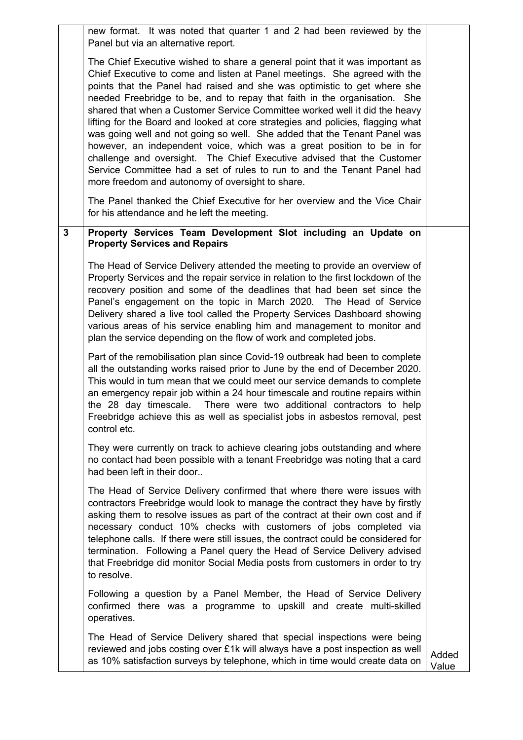| | | |
|---|---|---|
| | new format. It was noted that quarter 1 and 2 had been reviewed by the Panel but via an alternative report.<br><br>The Chief Executive wished to share a general point that it was important as Chief Executive to come and listen at Panel meetings. She agreed with the points that the Panel had raised and she was optimistic to get where she needed Freebridge to be, and to repay that faith in the organisation. She shared that when a Customer Service Committee worked well it did the heavy lifting for the Board and looked at core strategies and policies, flagging what was going well and not going so well. She added that the Tenant Panel was however, an independent voice, which was a great position to be in for challenge and oversight. The Chief Executive advised that the Customer Service Committee had a set of rules to run to and the Tenant Panel had more freedom and autonomy of oversight to share.<br><br>The Panel thanked the Chief Executive for her overview and the Vice Chair for his attendance and he left the meeting. | |
| **3** | **Property Services Team Development Slot including an Update on Property Services and Repairs**<br><br>The Head of Service Delivery attended the meeting to provide an overview of Property Services and the repair service in relation to the first lockdown of the recovery position and some of the deadlines that had been set since the Panel's engagement on the topic in March 2020. The Head of Service Delivery shared a live tool called the Property Services Dashboard showing various areas of his service enabling him and management to monitor and plan the service depending on the flow of work and completed jobs.<br><br>Part of the remobilisation plan since Covid-19 outbreak had been to complete all the outstanding works raised prior to June by the end of December 2020. This would in turn mean that we could meet our service demands to complete an emergency repair job within a 24 hour timescale and routine repairs within the 28 day timescale. There were two additional contractors to help Freebridge achieve this as well as specialist jobs in asbestos removal, pest control etc.<br><br>They were currently on track to achieve clearing jobs outstanding and where no contact had been possible with a tenant Freebridge was noting that a card had been left in their door..<br><br>The Head of Service Delivery confirmed that where there were issues with contractors Freebridge would look to manage the contract they have by firstly asking them to resolve issues as part of the contract at their own cost and if necessary conduct 10% checks with customers of jobs completed via telephone calls. If there were still issues, the contract could be considered for termination. Following a Panel query the Head of Service Delivery advised that Freebridge did monitor Social Media posts from customers in order to try to resolve.<br><br>Following a question by a Panel Member, the Head of Service Delivery confirmed there was a programme to upskill and create multi-skilled operatives.<br><br>The Head of Service Delivery shared that special inspections were being reviewed and jobs costing over £1k will always have a post inspection as well as 10% satisfaction surveys by telephone, which in time would create data on | Added Value |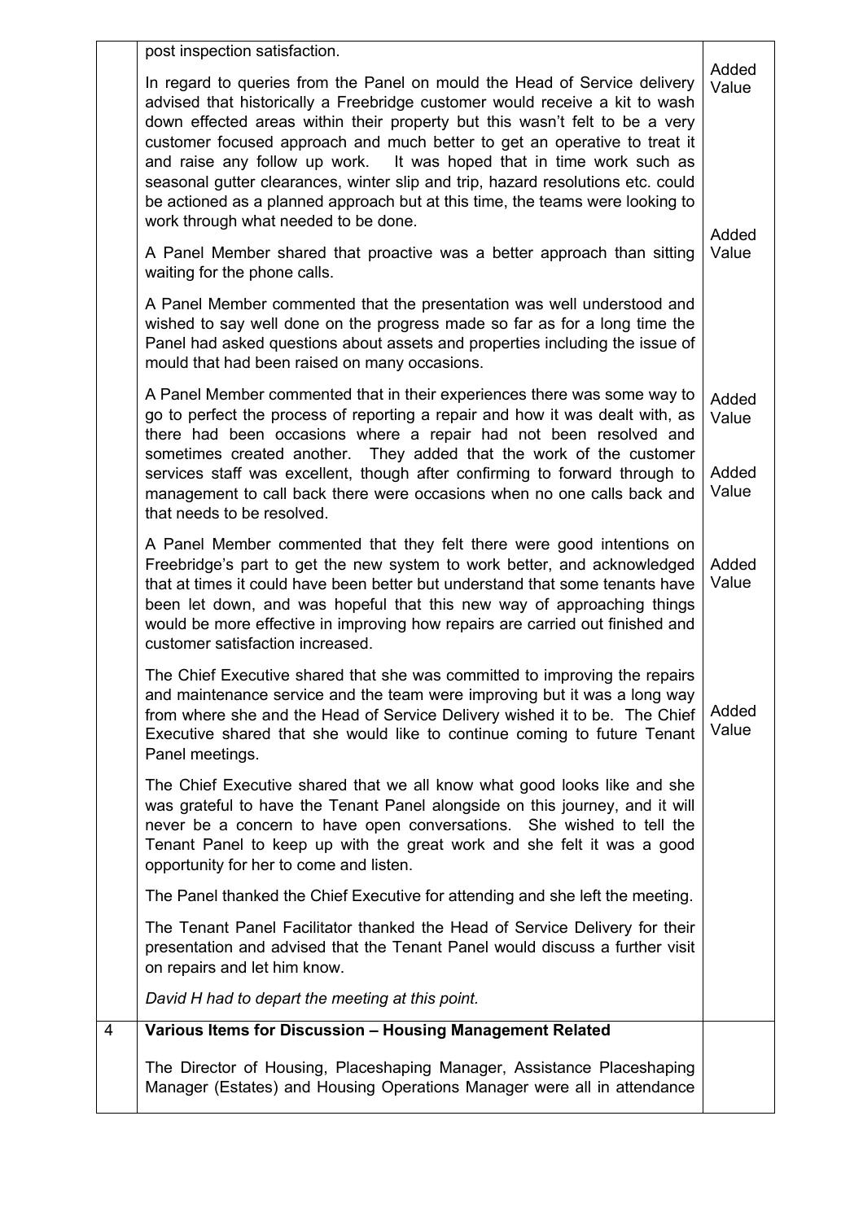| | | |
|---|---|---|
| | post inspection satisfaction.<br><br>In regard to queries from the Panel on mould the Head of Service delivery advised that historically a Freebridge customer would receive a kit to wash down effected areas within their property but this wasn't felt to be a very customer focused approach and much better to get an operative to treat it and raise any follow up work. It was hoped that in time work such as seasonal gutter clearances, winter slip and trip, hazard resolutions etc. could be actioned as a planned approach but at this time, the teams were looking to work through what needed to be done.<br><br>A Panel Member shared that proactive was a better approach than sitting waiting for the phone calls.<br><br>A Panel Member commented that the presentation was well understood and wished to say well done on the progress made so far as for a long time the Panel had asked questions about assets and properties including the issue of mould that had been raised on many occasions.<br><br>A Panel Member commented that in their experiences there was some way to go to perfect the process of reporting a repair and how it was dealt with, as there had been occasions where a repair had not been resolved and sometimes created another. They added that the work of the customer services staff was excellent, though after confirming to forward through to management to call back there were occasions when no one calls back and that needs to be resolved.<br><br>A Panel Member commented that they felt there were good intentions on Freebridge's part to get the new system to work better, and acknowledged that at times it could have been better but understand that some tenants have been let down, and was hopeful that this new way of approaching things would be more effective in improving how repairs are carried out finished and customer satisfaction increased.<br><br>The Chief Executive shared that she was committed to improving the repairs and maintenance service and the team were improving but it was a long way from where she and the Head of Service Delivery wished it to be. The Chief Executive shared that she would like to continue coming to future Tenant Panel meetings.<br><br>The Chief Executive shared that we all know what good looks like and she was grateful to have the Tenant Panel alongside on this journey, and it will never be a concern to have open conversations. She wished to tell the Tenant Panel to keep up with the great work and she felt it was a good opportunity for her to come and listen.<br><br>The Panel thanked the Chief Executive for attending and she left the meeting.<br><br>The Tenant Panel Facilitator thanked the Head of Service Delivery for their presentation and advised that the Tenant Panel would discuss a further visit on repairs and let him know.<br><br>*David H had to depart the meeting at this point.* | Added Value<br><br>Added Value<br><br>Added Value<br><br>Added Value<br><br>Added Value<br><br>Added Value |
| 4 | **Various Items for Discussion – Housing Management Related**<br><br>The Director of Housing, Placeshaping Manager, Assistance Placeshaping Manager (Estates) and Housing Operations Manager were all in attendance | |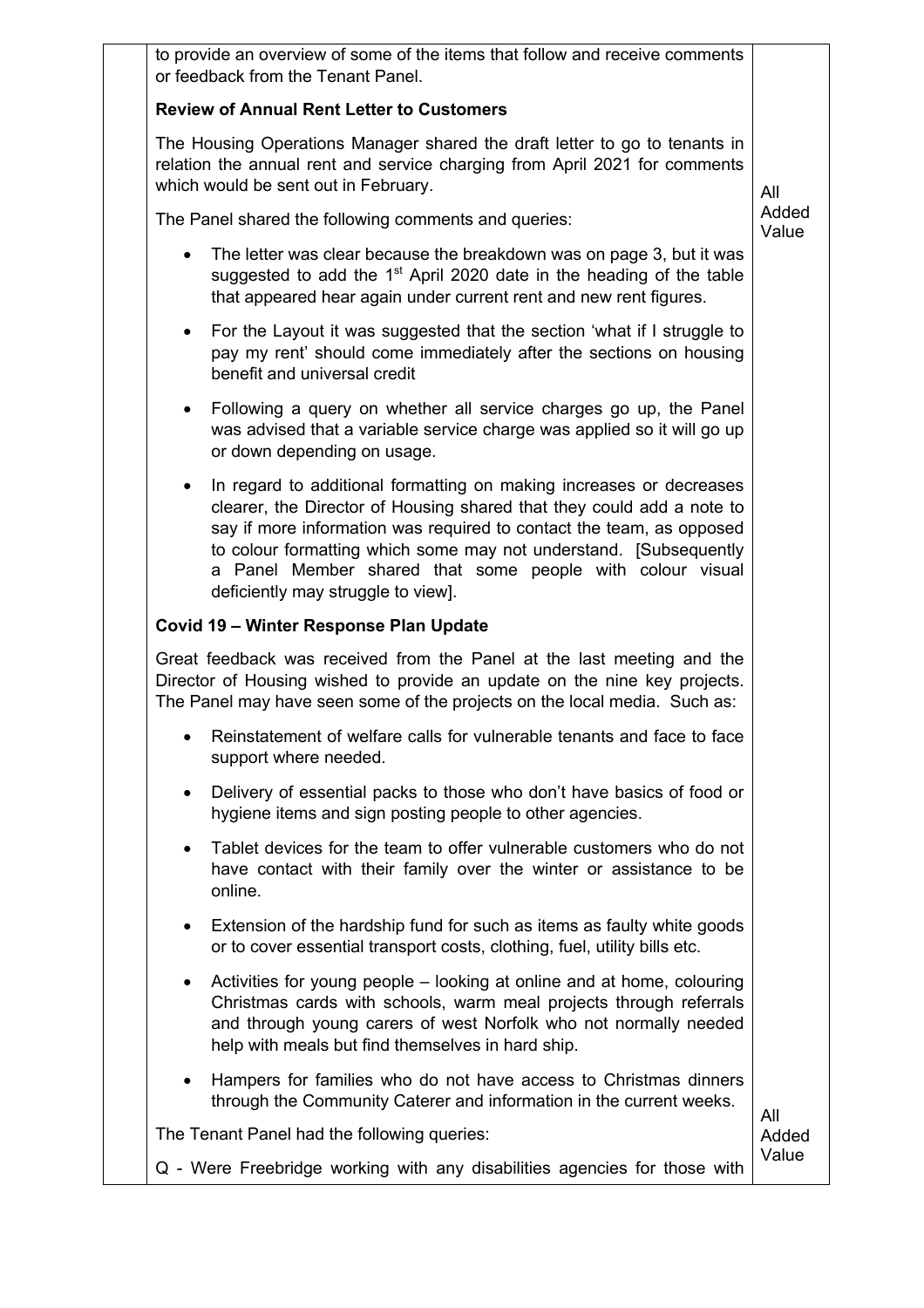| | | |
|---|---|---|
| | to provide an overview of some of the items that follow and receive comments or feedback from the Tenant Panel.<br><br>**Review of Annual Rent Letter to Customers**<br><br>The Housing Operations Manager shared the draft letter to go to tenants in relation the annual rent and service charging from April 2021 for comments which would be sent out in February.<br><br>The Panel shared the following comments and queries:<br><br>• The letter was clear because the breakdown was on page 3, but it was suggested to add the 1st April 2020 date in the heading of the table that appeared hear again under current rent and new rent figures.<br><br>• For the Layout it was suggested that the section 'what if I struggle to pay my rent' should come immediately after the sections on housing benefit and universal credit<br><br>• Following a query on whether all service charges go up, the Panel was advised that a variable service charge was applied so it will go up or down depending on usage.<br><br>• In regard to additional formatting on making increases or decreases clearer, the Director of Housing shared that they could add a note to say if more information was required to contact the team, as opposed to colour formatting which some may not understand. [Subsequently a Panel Member shared that some people with colour visual deficiently may struggle to view].<br><br>**Covid 19 – Winter Response Plan Update**<br><br>Great feedback was received from the Panel at the last meeting and the Director of Housing wished to provide an update on the nine key projects. The Panel may have seen some of the projects on the local media. Such as:<br><br>• Reinstatement of welfare calls for vulnerable tenants and face to face support where needed.<br><br>• Delivery of essential packs to those who don't have basics of food or hygiene items and sign posting people to other agencies.<br><br>• Tablet devices for the team to offer vulnerable customers who do not have contact with their family over the winter or assistance to be online.<br><br>• Extension of the hardship fund for such as items as faulty white goods or to cover essential transport costs, clothing, fuel, utility bills etc.<br><br>• Activities for young people – looking at online and at home, colouring Christmas cards with schools, warm meal projects through referrals and through young carers of west Norfolk who not normally needed help with meals but find themselves in hard ship.<br><br>• Hampers for families who do not have access to Christmas dinners through the Community Caterer and information in the current weeks.<br><br>The Tenant Panel had the following queries:<br><br>Q - Were Freebridge working with any disabilities agencies for those with | All Added Value<br><br><br><br><br><br><br><br><br><br><br><br><br><br><br><br><br><br><br><br><br><br><br><br><br><br>All Added Value |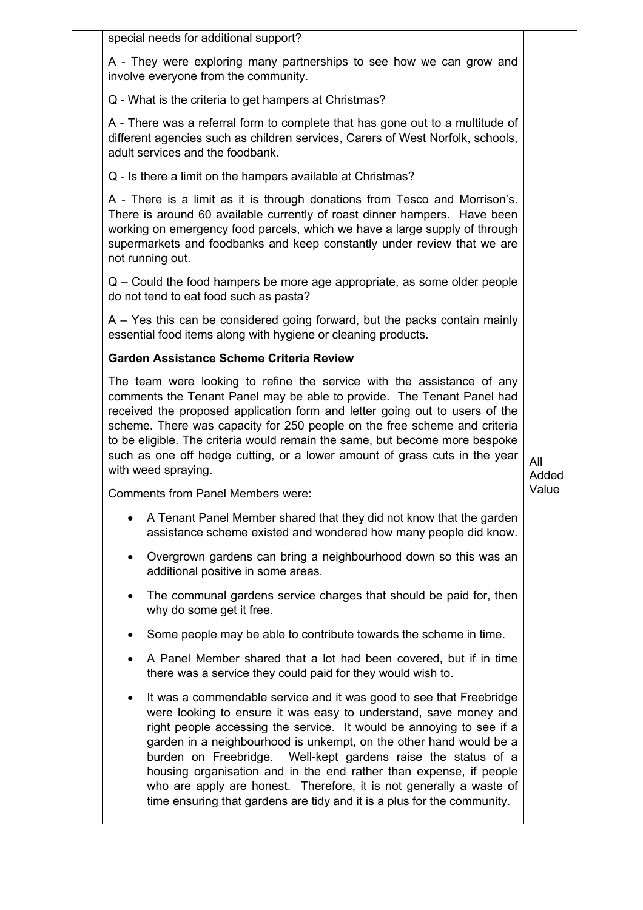| | | |
|---|---|---|
| | special needs for additional support?<br><br>A - They were exploring many partnerships to see how we can grow and involve everyone from the community.<br><br>Q - What is the criteria to get hampers at Christmas?<br><br>A - There was a referral form to complete that has gone out to a multitude of different agencies such as children services, Carers of West Norfolk, schools, adult services and the foodbank.<br><br>Q - Is there a limit on the hampers available at Christmas?<br><br>A - There is a limit as it is through donations from Tesco and Morrison's. There is around 60 available currently of roast dinner hampers. Have been working on emergency food parcels, which we have a large supply of through supermarkets and foodbanks and keep constantly under review that we are not running out.<br><br>Q – Could the food hampers be more age appropriate, as some older people do not tend to eat food such as pasta?<br><br>A – Yes this can be considered going forward, but the packs contain mainly essential food items along with hygiene or cleaning products.<br><br>**Garden Assistance Scheme Criteria Review**<br><br>The team were looking to refine the service with the assistance of any comments the Tenant Panel may be able to provide. The Tenant Panel had received the proposed application form and letter going out to users of the scheme. There was capacity for 250 people on the free scheme and criteria to be eligible. The criteria would remain the same, but become more bespoke such as one off hedge cutting, or a lower amount of grass cuts in the year with weed spraying.<br><br>Comments from Panel Members were:<br><br>• A Tenant Panel Member shared that they did not know that the garden assistance scheme existed and wondered how many people did know.<br>• Overgrown gardens can bring a neighbourhood down so this was an additional positive in some areas.<br>• The communal gardens service charges that should be paid for, then why do some get it free.<br>• Some people may be able to contribute towards the scheme in time.<br>• A Panel Member shared that a lot had been covered, but if in time there was a service they could paid for they would wish to.<br>• It was a commendable service and it was good to see that Freebridge were looking to ensure it was easy to understand, save money and right people accessing the service. It would be annoying to see if a garden in a neighbourhood is unkempt, on the other hand would be a burden on Freebridge. Well-kept gardens raise the status of a housing organisation and in the end rather than expense, if people who are apply are honest. Therefore, it is not generally a waste of time ensuring that gardens are tidy and it is a plus for the community. | All Added Value |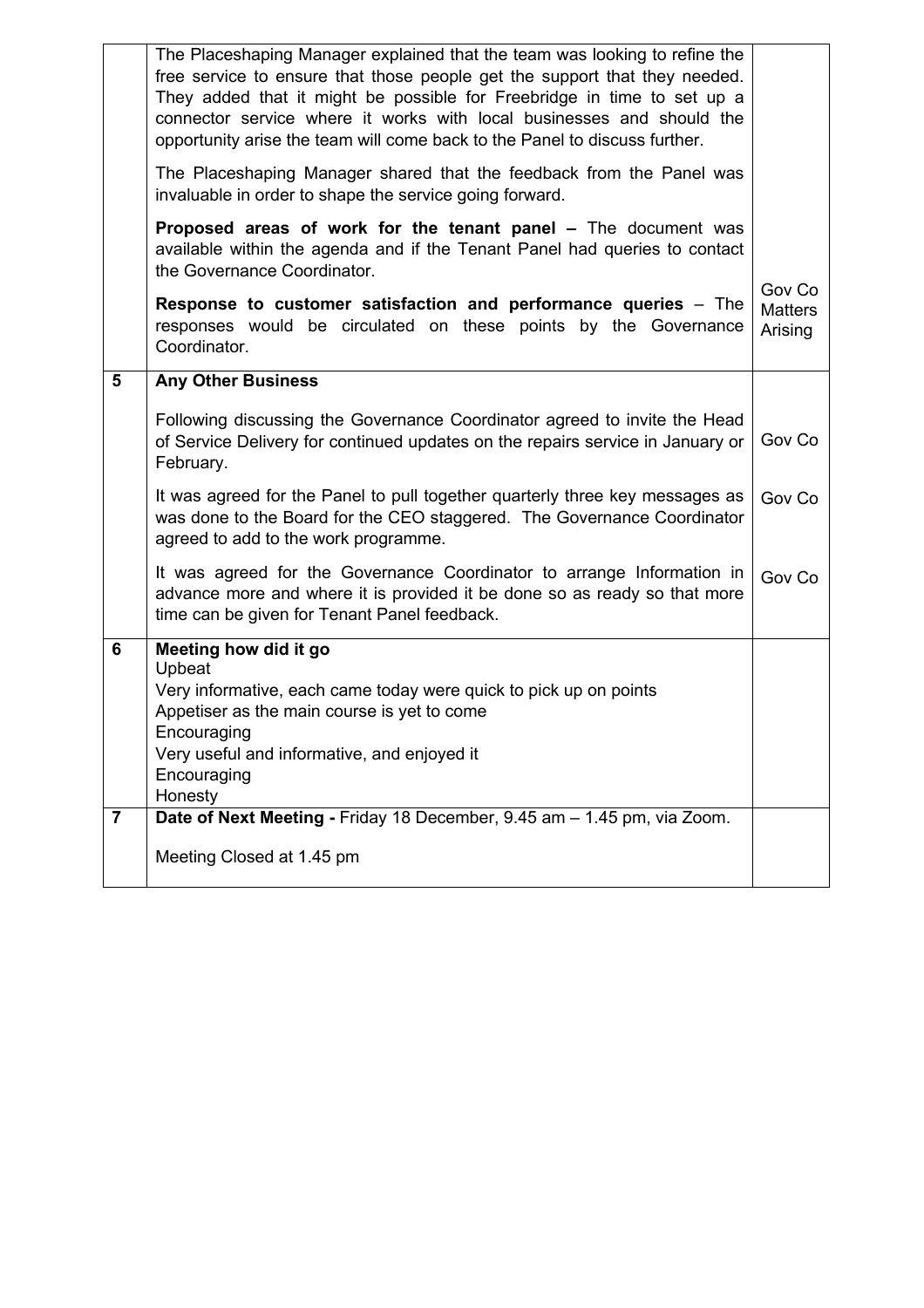| | | |
|---|---|---|
| | The Placeshaping Manager explained that the team was looking to refine the free service to ensure that those people get the support that they needed. They added that it might be possible for Freebridge in time to set up a connector service where it works with local businesses and should the opportunity arise the team will come back to the Panel to discuss further.<br><br>The Placeshaping Manager shared that the feedback from the Panel was invaluable in order to shape the service going forward.<br><br>**Proposed areas of work for the tenant panel –** The document was available within the agenda and if the Tenant Panel had queries to contact the Governance Coordinator.<br><br>**Response to customer satisfaction and performance queries** – The responses would be circulated on these points by the Governance Coordinator. | Gov Co Matters Arising |
| **5** | **Any Other Business**<br><br>Following discussing the Governance Coordinator agreed to invite the Head of Service Delivery for continued updates on the repairs service in January or February.<br><br>It was agreed for the Panel to pull together quarterly three key messages as was done to the Board for the CEO staggered. The Governance Coordinator agreed to add to the work programme.<br><br>It was agreed for the Governance Coordinator to arrange Information in advance more and where it is provided it be done so as ready so that more time can be given for Tenant Panel feedback. | Gov Co<br><br>Gov Co<br><br>Gov Co |
| **6** | **Meeting how did it go**<br>Upbeat<br>Very informative, each came today were quick to pick up on points<br>Appetiser as the main course is yet to come<br>Encouraging<br>Very useful and informative, and enjoyed it<br>Encouraging<br>Honesty | |
| **7** | **Date of Next Meeting -** Friday 18 December, 9.45 am – 1.45 pm, via Zoom.<br><br>Meeting Closed at 1.45 pm | |